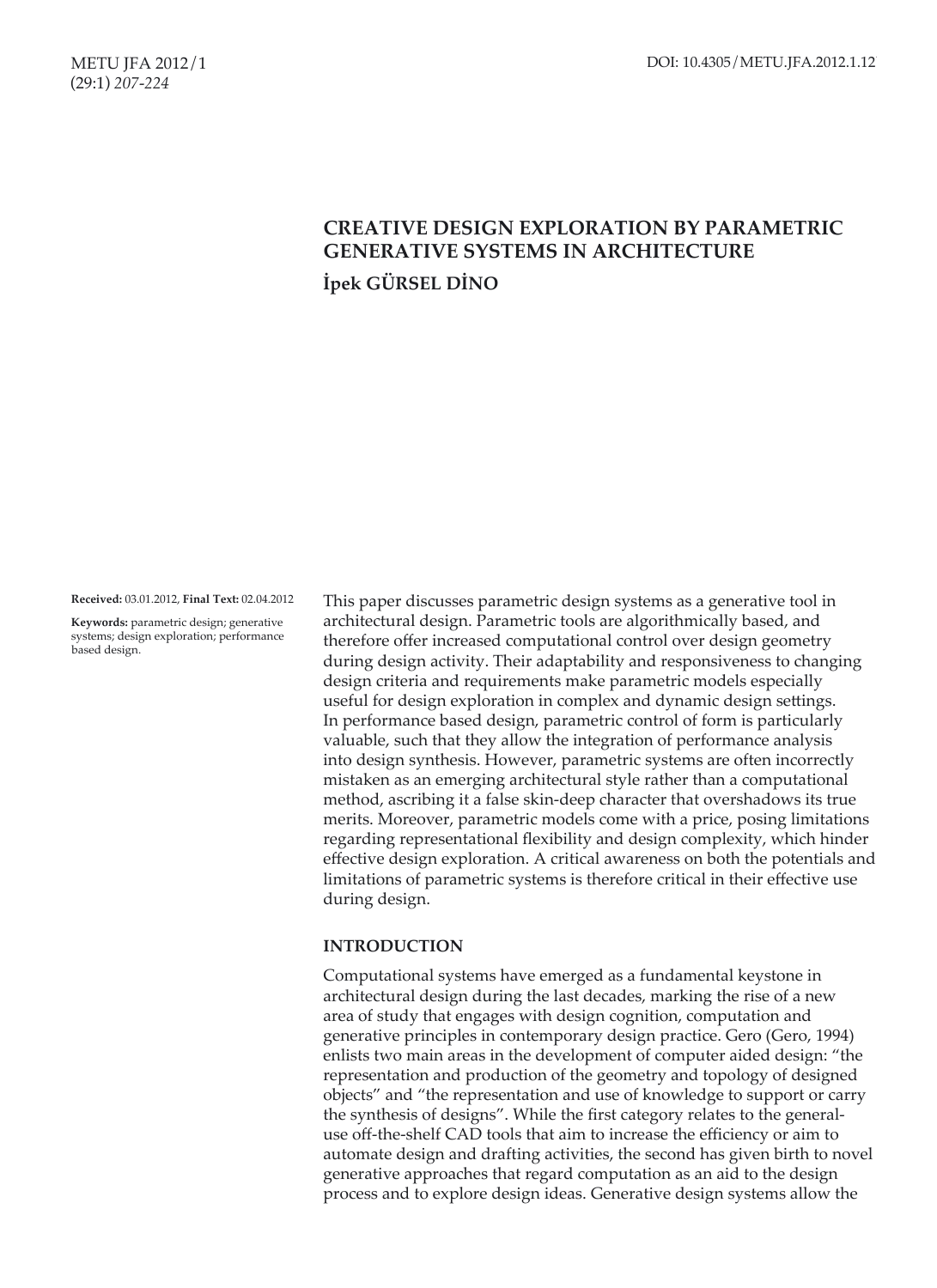# CREATIVE DESIGN EXPLORATION BY PARAMETRIC GENERATIVE SYSTEMS IN ARCHITECTURE

**İpek GÜRSEL DİNO**

**Received:** 03.01.2012, **Final Text:** 02.04.2012

**Keywords:** parametric design; generative systems; design exploration; performance based design.

This paper discusses parametric design systems as a generative tool in architectural design. Parametric tools are algorithmically based, and therefore offer increased computational control over design geometry during design activity. Their adaptability and responsiveness to changing design criteria and requirements make parametric models especially useful for design exploration in complex and dynamic design settings. In performance based design, parametric control of form is particularly valuable, such that they allow the integration of performance analysis into design synthesis. However, parametric systems are often incorrectly mistaken as an emerging architectural style rather than a computational method, ascribing it a false skin-deep character that overshadows its true merits. Moreover, parametric models come with a price, posing limitations regarding representational flexibility and design complexity, which hinder effective design exploration. A critical awareness on both the potentials and limitations of parametric systems is therefore critical in their effective use during design.

## INTRODUCTION

Computational systems have emerged as a fundamental keystone in architectural design during the last decades, marking the rise of a new area of study that engages with design cognition, computation and generative principles in contemporary design practice. Gero (Gero, 1994) enlists two main areas in the development of computer aided design: "the representation and production of the geometry and topology of designed objects" and "the representation and use of knowledge to support or carry the synthesis of designs". While the first category relates to the general-use off-the-shelf CAD tools that aim to increase the efficiency or aim to automate design and drafting activities, the second has given birth to novel generative approaches that regard computation as an aid to the design process and to explore design ideas. Generative design systems allow the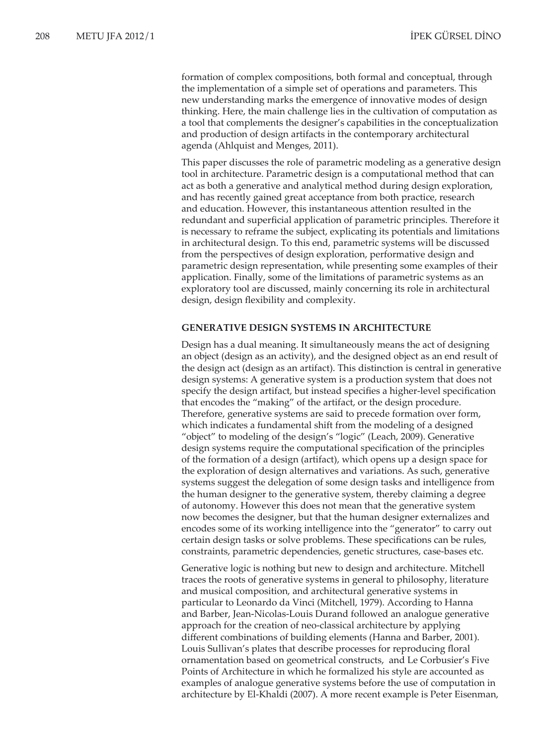formation of complex compositions, both formal and conceptual, through the implementation of a simple set of operations and parameters. This new understanding marks the emergence of innovative modes of design thinking. Here, the main challenge lies in the cultivation of computation as a tool that complements the designer's capabilities in the conceptualization and production of design artifacts in the contemporary architectural agenda (Ahlquist and Menges, 2011).

This paper discusses the role of parametric modeling as a generative design tool in architecture. Parametric design is a computational method that can act as both a generative and analytical method during design exploration, and has recently gained great acceptance from both practice, research and education. However, this instantaneous attention resulted in the redundant and superficial application of parametric principles. Therefore it is necessary to reframe the subject, explicating its potentials and limitations in architectural design. To this end, parametric systems will be discussed from the perspectives of design exploration, performative design and parametric design representation, while presenting some examples of their application. Finally, some of the limitations of parametric systems as an exploratory tool are discussed, mainly concerning its role in architectural design, design flexibility and complexity.

## GENERATIVE DESIGN SYSTEMS IN ARCHITECTURE

Design has a dual meaning. It simultaneously means the act of designing an object (design as an activity), and the designed object as an end result of the design act (design as an artifact). This distinction is central in generative design systems: A generative system is a production system that does not specify the design artifact, but instead specifies a higher-level specification that encodes the "making" of the artifact, or the design procedure. Therefore, generative systems are said to precede formation over form, which indicates a fundamental shift from the modeling of a designed "object" to modeling of the design's "logic" (Leach, 2009). Generative design systems require the computational specification of the principles of the formation of a design (artifact), which opens up a design space for the exploration of design alternatives and variations. As such, generative systems suggest the delegation of some design tasks and intelligence from the human designer to the generative system, thereby claiming a degree of autonomy. However this does not mean that the generative system now becomes the designer, but that the human designer externalizes and encodes some of its working intelligence into the "generator" to carry out certain design tasks or solve problems. These specifications can be rules, constraints, parametric dependencies, genetic structures, case-bases etc.

Generative logic is nothing but new to design and architecture. Mitchell traces the roots of generative systems in general to philosophy, literature and musical composition, and architectural generative systems in particular to Leonardo da Vinci (Mitchell, 1979). According to Hanna and Barber, Jean-Nicolas-Louis Durand followed an analogue generative approach for the creation of neo-classical architecture by applying different combinations of building elements (Hanna and Barber, 2001). Louis Sullivan's plates that describe processes for reproducing floral ornamentation based on geometrical constructs, and Le Corbusier's Five Points of Architecture in which he formalized his style are accounted as examples of analogue generative systems before the use of computation in architecture by El-Khaldi (2007). A more recent example is Peter Eisenman,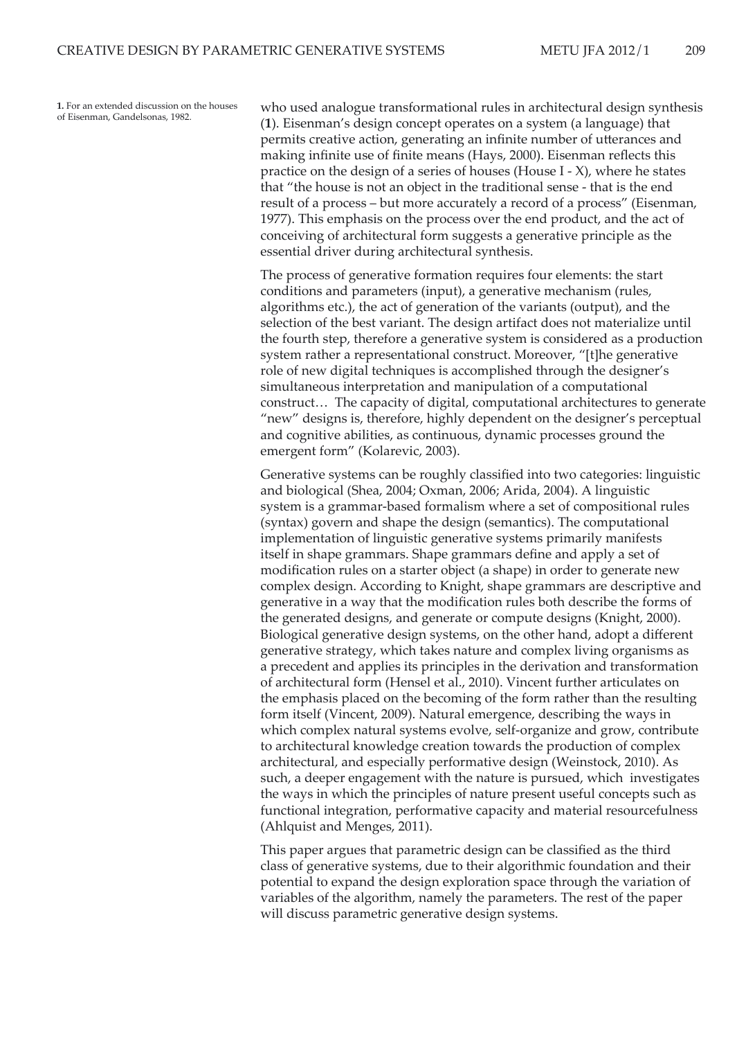1. For an extended discussion on the houses of Eisenman, Gandelsonas, 1982.

who used analogue transformational rules in architectural design synthesis (**1**). Eisenman's design concept operates on a system (a language) that permits creative action, generating an infinite number of utterances and making infinite use of finite means (Hays, 2000). Eisenman reflects this practice on the design of a series of houses (House I - X), where he states that "the house is not an object in the traditional sense - that is the end result of a process – but more accurately a record of a process" (Eisenman, 1977). This emphasis on the process over the end product, and the act of conceiving of architectural form suggests a generative principle as the essential driver during architectural synthesis.

The process of generative formation requires four elements: the start conditions and parameters (input), a generative mechanism (rules, algorithms etc.), the act of generation of the variants (output), and the selection of the best variant. The design artifact does not materialize until the fourth step, therefore a generative system is considered as a production system rather a representational construct. Moreover, "[t]he generative role of new digital techniques is accomplished through the designer's simultaneous interpretation and manipulation of a computational construct… The capacity of digital, computational architectures to generate "new" designs is, therefore, highly dependent on the designer's perceptual and cognitive abilities, as continuous, dynamic processes ground the emergent form" (Kolarevic, 2003).

Generative systems can be roughly classified into two categories: linguistic and biological (Shea, 2004; Oxman, 2006; Arida, 2004). A linguistic system is a grammar-based formalism where a set of compositional rules (syntax) govern and shape the design (semantics). The computational implementation of linguistic generative systems primarily manifests itself in shape grammars. Shape grammars define and apply a set of modification rules on a starter object (a shape) in order to generate new complex design. According to Knight, shape grammars are descriptive and generative in a way that the modification rules both describe the forms of the generated designs, and generate or compute designs (Knight, 2000). Biological generative design systems, on the other hand, adopt a different generative strategy, which takes nature and complex living organisms as a precedent and applies its principles in the derivation and transformation of architectural form (Hensel et al., 2010). Vincent further articulates on the emphasis placed on the becoming of the form rather than the resulting form itself (Vincent, 2009). Natural emergence, describing the ways in which complex natural systems evolve, self-organize and grow, contribute to architectural knowledge creation towards the production of complex architectural, and especially performative design (Weinstock, 2010). As such, a deeper engagement with the nature is pursued, which investigates the ways in which the principles of nature present useful concepts such as functional integration, performative capacity and material resourcefulness (Ahlquist and Menges, 2011).

This paper argues that parametric design can be classified as the third class of generative systems, due to their algorithmic foundation and their potential to expand the design exploration space through the variation of variables of the algorithm, namely the parameters. The rest of the paper will discuss parametric generative design systems.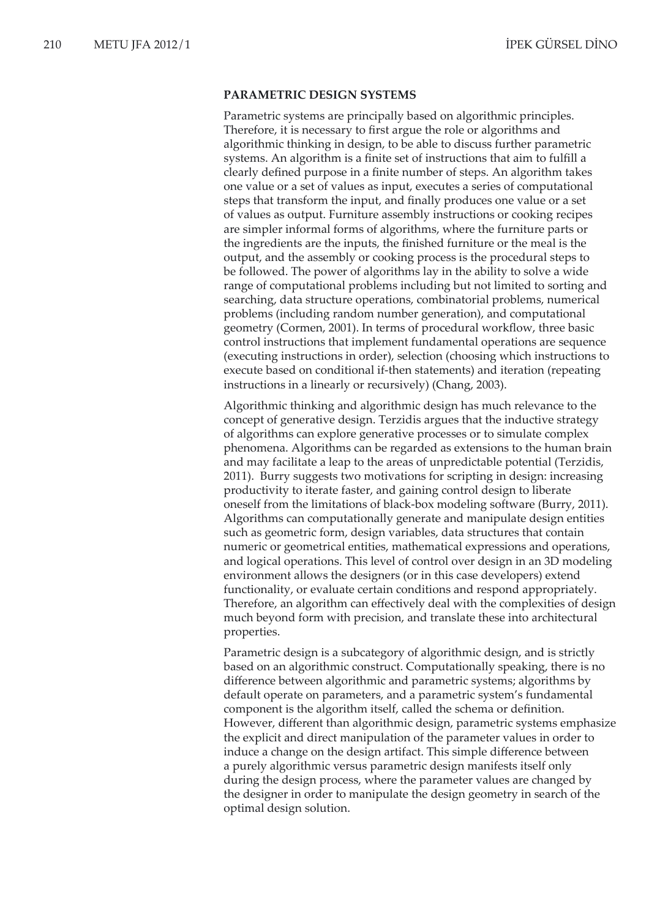## PARAMETRIC DESIGN SYSTEMS

Parametric systems are principally based on algorithmic principles. Therefore, it is necessary to first argue the role or algorithms and algorithmic thinking in design, to be able to discuss further parametric systems. An algorithm is a finite set of instructions that aim to fulfill a clearly defined purpose in a finite number of steps. An algorithm takes one value or a set of values as input, executes a series of computational steps that transform the input, and finally produces one value or a set of values as output. Furniture assembly instructions or cooking recipes are simpler informal forms of algorithms, where the furniture parts or the ingredients are the inputs, the finished furniture or the meal is the output, and the assembly or cooking process is the procedural steps to be followed. The power of algorithms lay in the ability to solve a wide range of computational problems including but not limited to sorting and searching, data structure operations, combinatorial problems, numerical problems (including random number generation), and computational geometry (Cormen, 2001). In terms of procedural workflow, three basic control instructions that implement fundamental operations are sequence (executing instructions in order), selection (choosing which instructions to execute based on conditional if-then statements) and iteration (repeating instructions in a linearly or recursively) (Chang, 2003).

Algorithmic thinking and algorithmic design has much relevance to the concept of generative design. Terzidis argues that the inductive strategy of algorithms can explore generative processes or to simulate complex phenomena. Algorithms can be regarded as extensions to the human brain and may facilitate a leap to the areas of unpredictable potential (Terzidis, 2011). Burry suggests two motivations for scripting in design: increasing productivity to iterate faster, and gaining control design to liberate oneself from the limitations of black-box modeling software (Burry, 2011). Algorithms can computationally generate and manipulate design entities such as geometric form, design variables, data structures that contain numeric or geometrical entities, mathematical expressions and operations, and logical operations. This level of control over design in an 3D modeling environment allows the designers (or in this case developers) extend functionality, or evaluate certain conditions and respond appropriately. Therefore, an algorithm can effectively deal with the complexities of design much beyond form with precision, and translate these into architectural properties.

Parametric design is a subcategory of algorithmic design, and is strictly based on an algorithmic construct. Computationally speaking, there is no difference between algorithmic and parametric systems; algorithms by default operate on parameters, and a parametric system's fundamental component is the algorithm itself, called the schema or definition. However, different than algorithmic design, parametric systems emphasize the explicit and direct manipulation of the parameter values in order to induce a change on the design artifact. This simple difference between a purely algorithmic versus parametric design manifests itself only during the design process, where the parameter values are changed by the designer in order to manipulate the design geometry in search of the optimal design solution.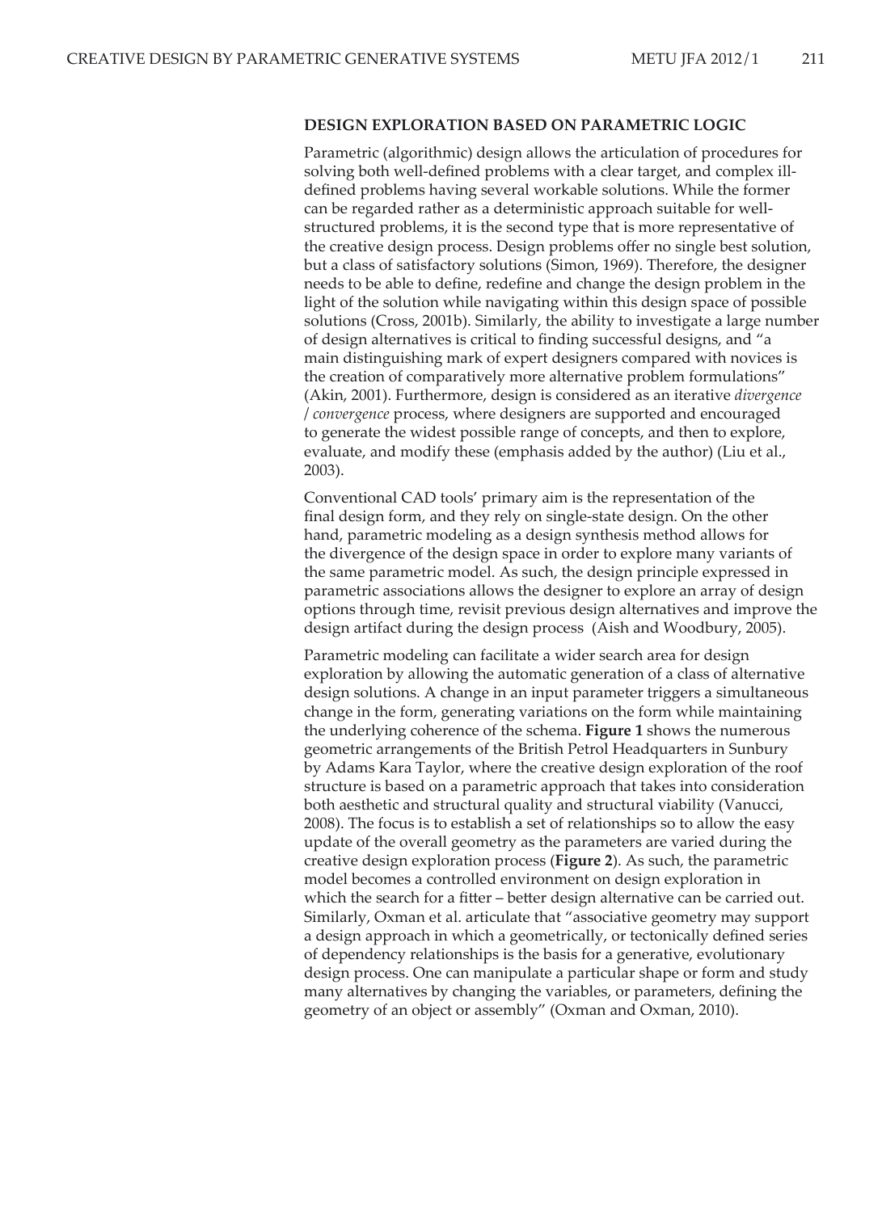## DESIGN EXPLORATION BASED ON PARAMETRIC LOGIC

Parametric (algorithmic) design allows the articulation of procedures for solving both well-defined problems with a clear target, and complex ill-defined problems having several workable solutions. While the former can be regarded rather as a deterministic approach suitable for well-structured problems, it is the second type that is more representative of the creative design process. Design problems offer no single best solution, but a class of satisfactory solutions (Simon, 1969). Therefore, the designer needs to be able to define, redefine and change the design problem in the light of the solution while navigating within this design space of possible solutions (Cross, 2001b). Similarly, the ability to investigate a large number of design alternatives is critical to finding successful designs, and "a main distinguishing mark of expert designers compared with novices is the creation of comparatively more alternative problem formulations" (Akin, 2001). Furthermore, design is considered as an iterative *divergence / convergence* process, where designers are supported and encouraged to generate the widest possible range of concepts, and then to explore, evaluate, and modify these (emphasis added by the author) (Liu et al., 2003).

Conventional CAD tools' primary aim is the representation of the final design form, and they rely on single-state design. On the other hand, parametric modeling as a design synthesis method allows for the divergence of the design space in order to explore many variants of the same parametric model. As such, the design principle expressed in parametric associations allows the designer to explore an array of design options through time, revisit previous design alternatives and improve the design artifact during the design process (Aish and Woodbury, 2005).

Parametric modeling can facilitate a wider search area for design exploration by allowing the automatic generation of a class of alternative design solutions. A change in an input parameter triggers a simultaneous change in the form, generating variations on the form while maintaining the underlying coherence of the schema. **Figure 1** shows the numerous geometric arrangements of the British Petrol Headquarters in Sunbury by Adams Kara Taylor, where the creative design exploration of the roof structure is based on a parametric approach that takes into consideration both aesthetic and structural quality and structural viability (Vanucci, 2008). The focus is to establish a set of relationships so to allow the easy update of the overall geometry as the parameters are varied during the creative design exploration process (**Figure 2**). As such, the parametric model becomes a controlled environment on design exploration in which the search for a fitter – better design alternative can be carried out. Similarly, Oxman et al. articulate that "associative geometry may support a design approach in which a geometrically, or tectonically defined series of dependency relationships is the basis for a generative, evolutionary design process. One can manipulate a particular shape or form and study many alternatives by changing the variables, or parameters, defining the geometry of an object or assembly" (Oxman and Oxman, 2010).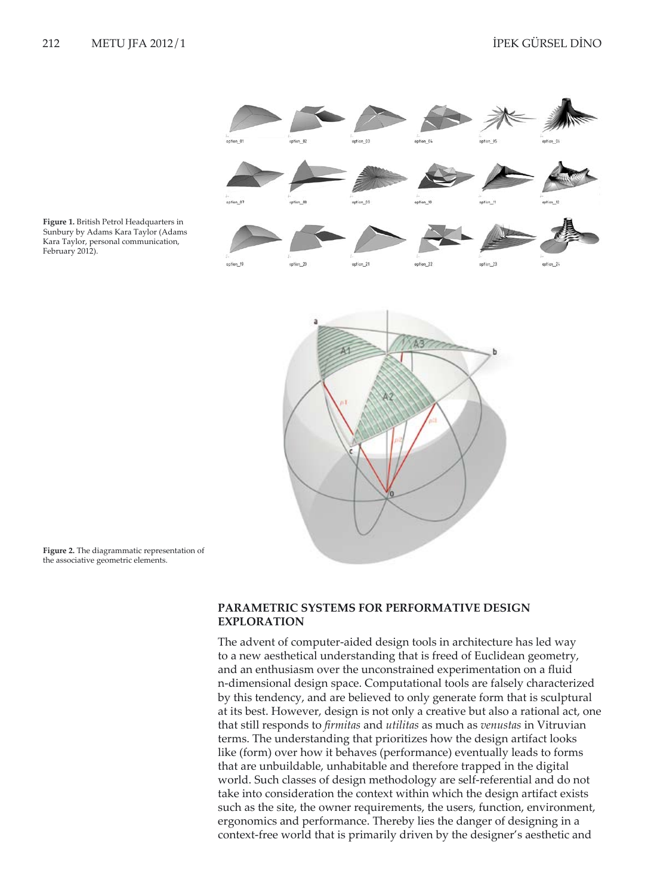**Figure 1.** British Petrol Headquarters in Sunbury by Adams Kara Taylor (Adams Kara Taylor, personal communication, February 2012).

**Figure 2.** The diagrammatic representation of the associative geometric elements.

## PARAMETRIC SYSTEMS FOR PERFORMATIVE DESIGN EXPLORATION

The advent of computer-aided design tools in architecture has led way to a new aesthetical understanding that is freed of Euclidean geometry, and an enthusiasm over the unconstrained experimentation on a fluid n-dimensional design space. Computational tools are falsely characterized by this tendency, and are believed to only generate form that is sculptural at its best. However, design is not only a creative but also a rational act, one that still responds to *firmitas* and *utilitas* as much as *venustas* in Vitruvian terms. The understanding that prioritizes how the design artifact looks like (form) over how it behaves (performance) eventually leads to forms that are unbuildable, unhabitable and therefore trapped in the digital world. Such classes of design methodology are self-referential and do not take into consideration the context within which the design artifact exists such as the site, the owner requirements, the users, function, environment, ergonomics and performance. Thereby lies the danger of designing in a context-free world that is primarily driven by the designer's aesthetic and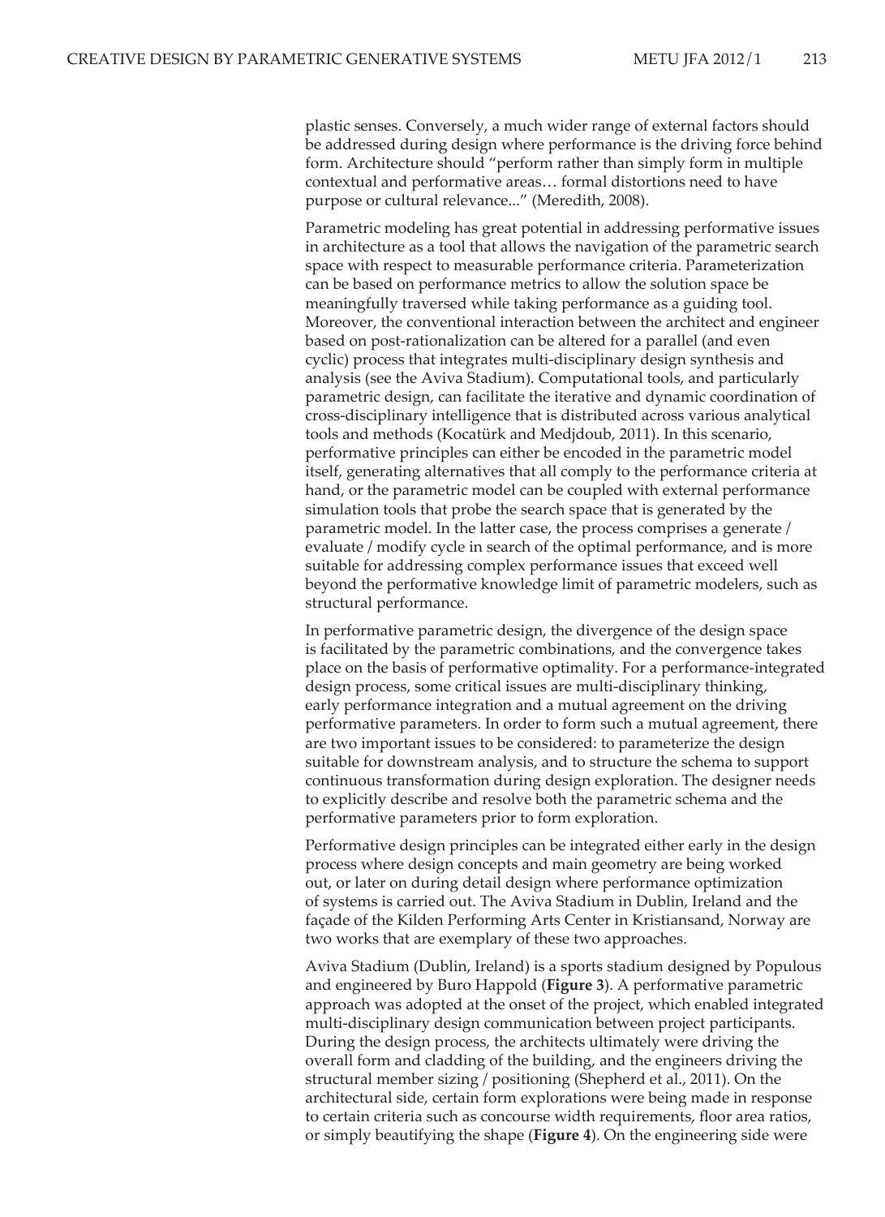plastic senses. Conversely, a much wider range of external factors should be addressed during design where performance is the driving force behind form. Architecture should "perform rather than simply form in multiple contextual and performative areas… formal distortions need to have purpose or cultural relevance..." (Meredith, 2008).

Parametric modeling has great potential in addressing performative issues in architecture as a tool that allows the navigation of the parametric search space with respect to measurable performance criteria. Parameterization can be based on performance metrics to allow the solution space be meaningfully traversed while taking performance as a guiding tool. Moreover, the conventional interaction between the architect and engineer based on post-rationalization can be altered for a parallel (and even cyclic) process that integrates multi-disciplinary design synthesis and analysis (see the Aviva Stadium). Computational tools, and particularly parametric design, can facilitate the iterative and dynamic coordination of cross-disciplinary intelligence that is distributed across various analytical tools and methods (Kocatürk and Medjdoub, 2011). In this scenario, performative principles can either be encoded in the parametric model itself, generating alternatives that all comply to the performance criteria at hand, or the parametric model can be coupled with external performance simulation tools that probe the search space that is generated by the parametric model. In the latter case, the process comprises a generate / evaluate / modify cycle in search of the optimal performance, and is more suitable for addressing complex performance issues that exceed well beyond the performative knowledge limit of parametric modelers, such as structural performance.

In performative parametric design, the divergence of the design space is facilitated by the parametric combinations, and the convergence takes place on the basis of performative optimality. For a performance-integrated design process, some critical issues are multi-disciplinary thinking, early performance integration and a mutual agreement on the driving performative parameters. In order to form such a mutual agreement, there are two important issues to be considered: to parameterize the design suitable for downstream analysis, and to structure the schema to support continuous transformation during design exploration. The designer needs to explicitly describe and resolve both the parametric schema and the performative parameters prior to form exploration.

Performative design principles can be integrated either early in the design process where design concepts and main geometry are being worked out, or later on during detail design where performance optimization of systems is carried out. The Aviva Stadium in Dublin, Ireland and the façade of the Kilden Performing Arts Center in Kristiansand, Norway are two works that are exemplary of these two approaches.

Aviva Stadium (Dublin, Ireland) is a sports stadium designed by Populous and engineered by Buro Happold (**Figure 3**). A performative parametric approach was adopted at the onset of the project, which enabled integrated multi-disciplinary design communication between project participants. During the design process, the architects ultimately were driving the overall form and cladding of the building, and the engineers driving the structural member sizing / positioning (Shepherd et al., 2011). On the architectural side, certain form explorations were being made in response to certain criteria such as concourse width requirements, floor area ratios, or simply beautifying the shape (**Figure 4**). On the engineering side were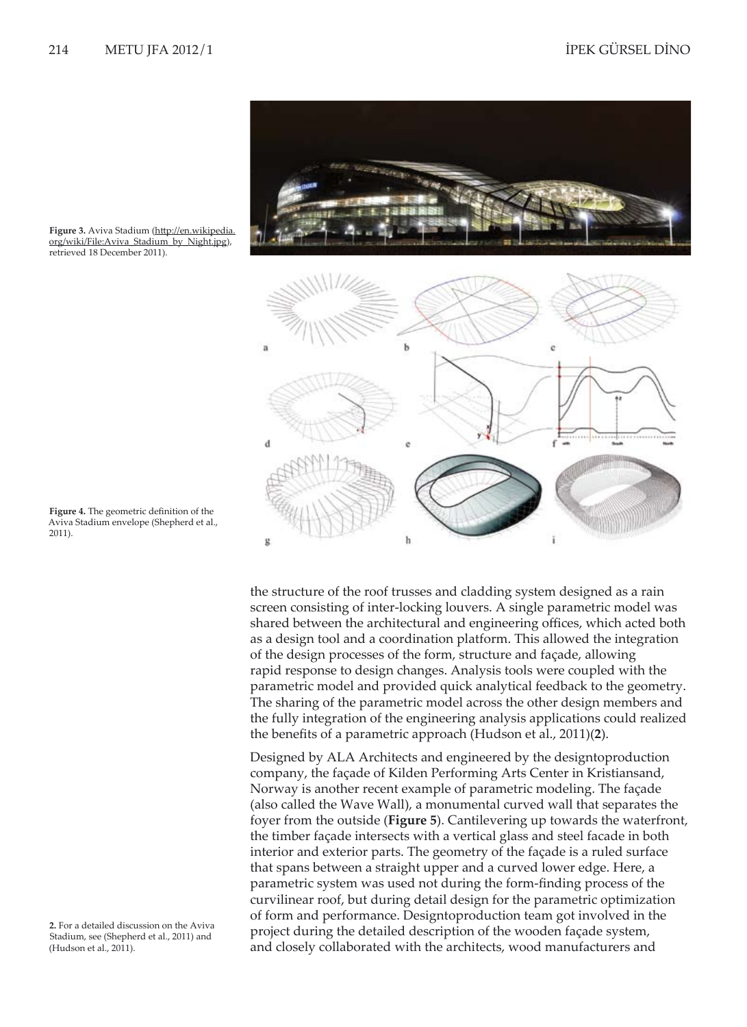Figure 3. Aviva Stadium (http://en.wikipedia.org/wiki/File:Aviva_Stadium_by_Night.jpg), retrieved 18 December 2011).

Figure 4. The geometric definition of the Aviva Stadium envelope (Shepherd et al., 2011).

the structure of the roof trusses and cladding system designed as a rain screen consisting of inter-locking louvers. A single parametric model was shared between the architectural and engineering offices, which acted both as a design tool and a coordination platform. This allowed the integration of the design processes of the form, structure and façade, allowing rapid response to design changes. Analysis tools were coupled with the parametric model and provided quick analytical feedback to the geometry. The sharing of the parametric model across the other design members and the fully integration of the engineering analysis applications could realized the benefits of a parametric approach (Hudson et al., 2011)(**2**).

Designed by ALA Architects and engineered by the designtoproduction company, the façade of Kilden Performing Arts Center in Kristiansand, Norway is another recent example of parametric modeling. The façade (also called the Wave Wall), a monumental curved wall that separates the foyer from the outside (**Figure 5**). Cantilevering up towards the waterfront, the timber façade intersects with a vertical glass and steel facade in both interior and exterior parts. The geometry of the façade is a ruled surface that spans between a straight upper and a curved lower edge. Here, a parametric system was used not during the form-finding process of the curvilinear roof, but during detail design for the parametric optimization of form and performance. Designtoproduction team got involved in the project during the detailed description of the wooden façade system, and closely collaborated with the architects, wood manufacturers and

**2.** For a detailed discussion on the Aviva Stadium, see (Shepherd et al., 2011) and (Hudson et al., 2011).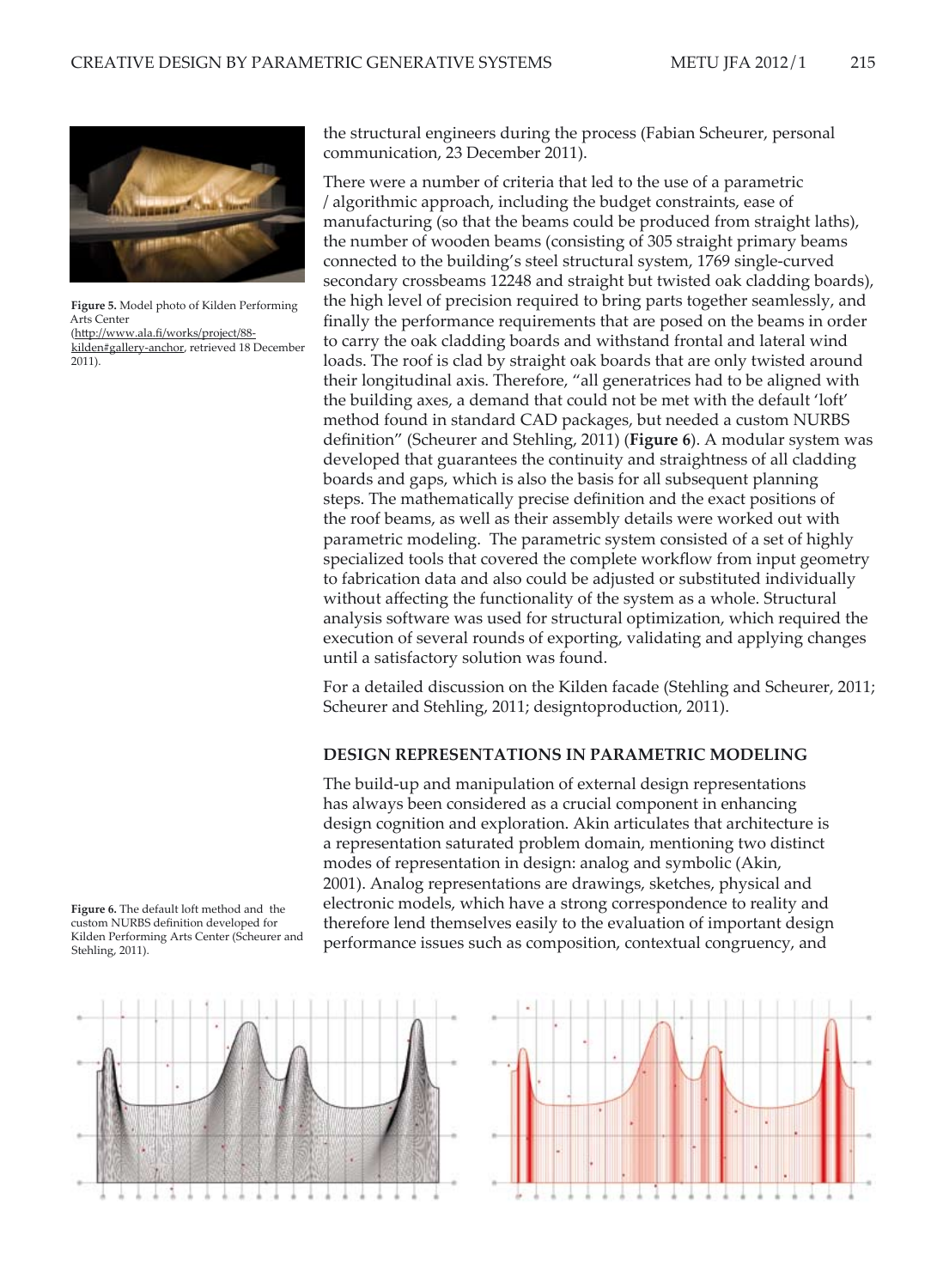**Figure 5.** Model photo of Kilden Performing Arts Center (http://www.ala.fi/works/project/88-kilden#gallery-anchor, retrieved 18 December 2011).

the structural engineers during the process (Fabian Scheurer, personal communication, 23 December 2011).

There were a number of criteria that led to the use of a parametric / algorithmic approach, including the budget constraints, ease of manufacturing (so that the beams could be produced from straight laths), the number of wooden beams (consisting of 305 straight primary beams connected to the building's steel structural system, 1769 single-curved secondary crossbeams 12248 and straight but twisted oak cladding boards), the high level of precision required to bring parts together seamlessly, and finally the performance requirements that are posed on the beams in order to carry the oak cladding boards and withstand frontal and lateral wind loads. The roof is clad by straight oak boards that are only twisted around their longitudinal axis. Therefore, "all generatrices had to be aligned with the building axes, a demand that could not be met with the default 'loft' method found in standard CAD packages, but needed a custom NURBS definition" (Scheurer and Stehling, 2011) (**Figure 6**). A modular system was developed that guarantees the continuity and straightness of all cladding boards and gaps, which is also the basis for all subsequent planning steps. The mathematically precise definition and the exact positions of the roof beams, as well as their assembly details were worked out with parametric modeling. The parametric system consisted of a set of highly specialized tools that covered the complete workflow from input geometry to fabrication data and also could be adjusted or substituted individually without affecting the functionality of the system as a whole. Structural analysis software was used for structural optimization, which required the execution of several rounds of exporting, validating and applying changes until a satisfactory solution was found.

For a detailed discussion on the Kilden facade (Stehling and Scheurer, 2011; Scheurer and Stehling, 2011; designtoproduction, 2011).

## DESIGN REPRESENTATIONS IN PARAMETRIC MODELING

The build-up and manipulation of external design representations has always been considered as a crucial component in enhancing design cognition and exploration. Akin articulates that architecture is a representation saturated problem domain, mentioning two distinct modes of representation in design: analog and symbolic (Akin, 2001). Analog representations are drawings, sketches, physical and electronic models, which have a strong correspondence to reality and therefore lend themselves easily to the evaluation of important design performance issues such as composition, contextual congruency, and

**Figure 6.** The default loft method and the custom NURBS definition developed for Kilden Performing Arts Center (Scheurer and Stehling, 2011).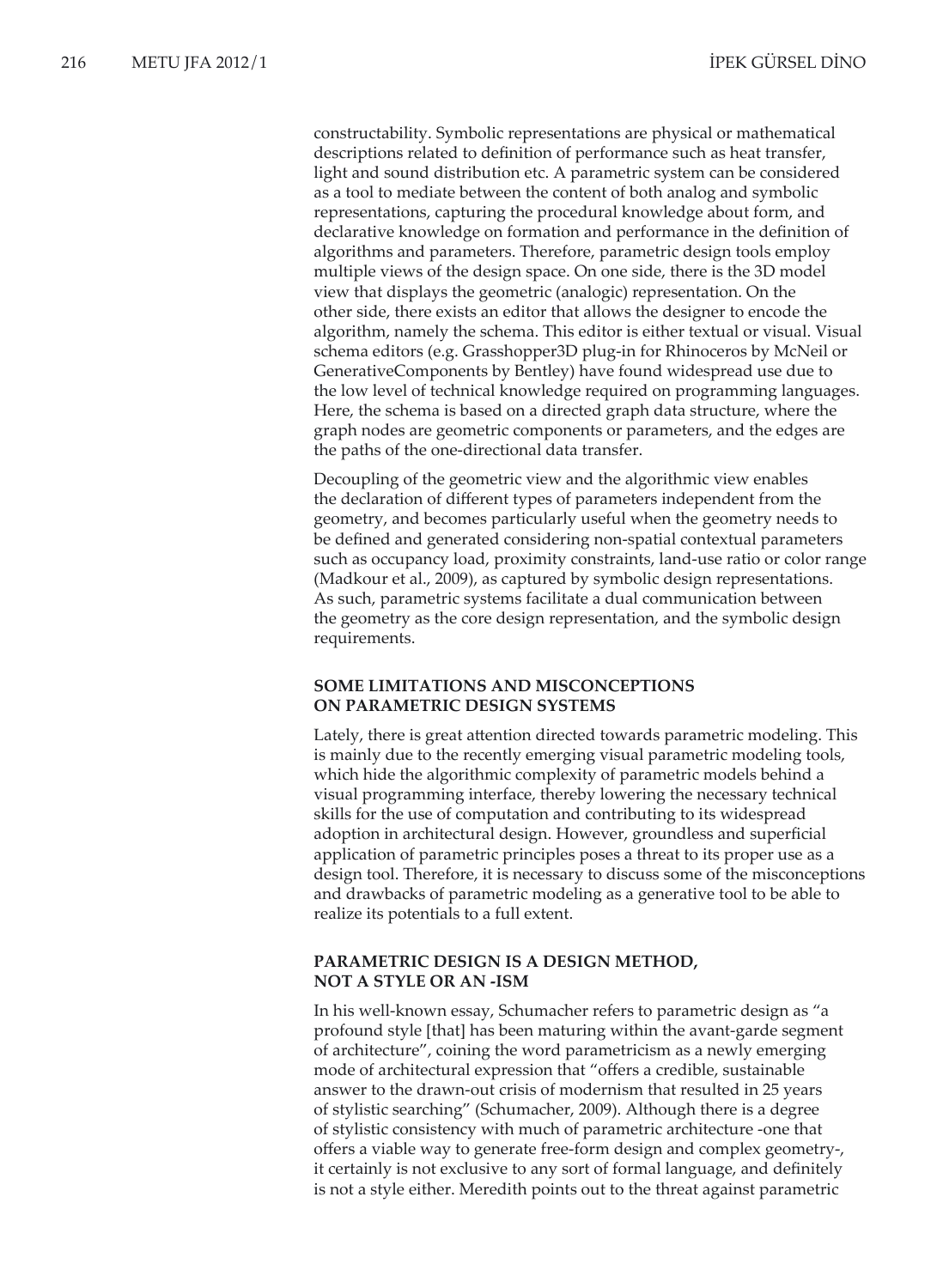constructability. Symbolic representations are physical or mathematical descriptions related to definition of performance such as heat transfer, light and sound distribution etc. A parametric system can be considered as a tool to mediate between the content of both analog and symbolic representations, capturing the procedural knowledge about form, and declarative knowledge on formation and performance in the definition of algorithms and parameters. Therefore, parametric design tools employ multiple views of the design space. On one side, there is the 3D model view that displays the geometric (analogic) representation. On the other side, there exists an editor that allows the designer to encode the algorithm, namely the schema. This editor is either textual or visual. Visual schema editors (e.g. Grasshopper3D plug-in for Rhinoceros by McNeil or GenerativeComponents by Bentley) have found widespread use due to the low level of technical knowledge required on programming languages. Here, the schema is based on a directed graph data structure, where the graph nodes are geometric components or parameters, and the edges are the paths of the one-directional data transfer.

Decoupling of the geometric view and the algorithmic view enables the declaration of different types of parameters independent from the geometry, and becomes particularly useful when the geometry needs to be defined and generated considering non-spatial contextual parameters such as occupancy load, proximity constraints, land-use ratio or color range (Madkour et al., 2009), as captured by symbolic design representations. As such, parametric systems facilitate a dual communication between the geometry as the core design representation, and the symbolic design requirements.

## SOME LIMITATIONS AND MISCONCEPTIONS ON PARAMETRIC DESIGN SYSTEMS

Lately, there is great attention directed towards parametric modeling. This is mainly due to the recently emerging visual parametric modeling tools, which hide the algorithmic complexity of parametric models behind a visual programming interface, thereby lowering the necessary technical skills for the use of computation and contributing to its widespread adoption in architectural design. However, groundless and superficial application of parametric principles poses a threat to its proper use as a design tool. Therefore, it is necessary to discuss some of the misconceptions and drawbacks of parametric modeling as a generative tool to be able to realize its potentials to a full extent.

## PARAMETRIC DESIGN IS A DESIGN METHOD, NOT A STYLE OR AN -ISM

In his well-known essay, Schumacher refers to parametric design as "a profound style [that] has been maturing within the avant-garde segment of architecture", coining the word parametricism as a newly emerging mode of architectural expression that "offers a credible, sustainable answer to the drawn-out crisis of modernism that resulted in 25 years of stylistic searching" (Schumacher, 2009). Although there is a degree of stylistic consistency with much of parametric architecture -one that offers a viable way to generate free-form design and complex geometry-, it certainly is not exclusive to any sort of formal language, and definitely is not a style either. Meredith points out to the threat against parametric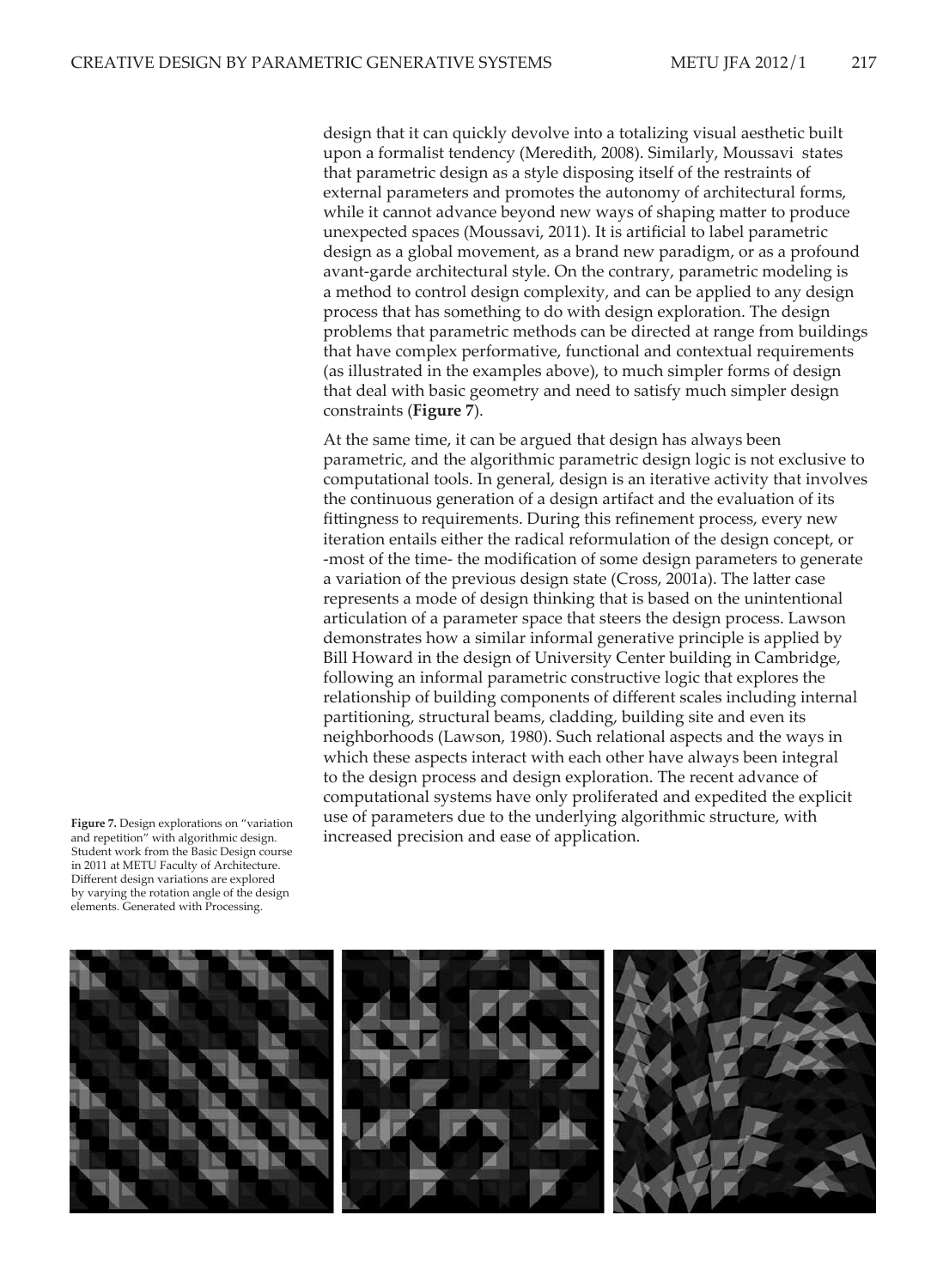design that it can quickly devolve into a totalizing visual aesthetic built upon a formalist tendency (Meredith, 2008). Similarly, Moussavi states that parametric design as a style disposing itself of the restraints of external parameters and promotes the autonomy of architectural forms, while it cannot advance beyond new ways of shaping matter to produce unexpected spaces (Moussavi, 2011). It is artificial to label parametric design as a global movement, as a brand new paradigm, or as a profound avant-garde architectural style. On the contrary, parametric modeling is a method to control design complexity, and can be applied to any design process that has something to do with design exploration. The design problems that parametric methods can be directed at range from buildings that have complex performative, functional and contextual requirements (as illustrated in the examples above), to much simpler forms of design that deal with basic geometry and need to satisfy much simpler design constraints (**Figure 7**).

At the same time, it can be argued that design has always been parametric, and the algorithmic parametric design logic is not exclusive to computational tools. In general, design is an iterative activity that involves the continuous generation of a design artifact and the evaluation of its fittingness to requirements. During this refinement process, every new iteration entails either the radical reformulation of the design concept, or -most of the time- the modification of some design parameters to generate a variation of the previous design state (Cross, 2001a). The latter case represents a mode of design thinking that is based on the unintentional articulation of a parameter space that steers the design process. Lawson demonstrates how a similar informal generative principle is applied by Bill Howard in the design of University Center building in Cambridge, following an informal parametric constructive logic that explores the relationship of building components of different scales including internal partitioning, structural beams, cladding, building site and even its neighborhoods (Lawson, 1980). Such relational aspects and the ways in which these aspects interact with each other have always been integral to the design process and design exploration. The recent advance of computational systems have only proliferated and expedited the explicit use of parameters due to the underlying algorithmic structure, with increased precision and ease of application.

**Figure 7.** Design explorations on "variation and repetition" with algorithmic design. Student work from the Basic Design course in 2011 at METU Faculty of Architecture. Different design variations are explored by varying the rotation angle of the design elements. Generated with Processing.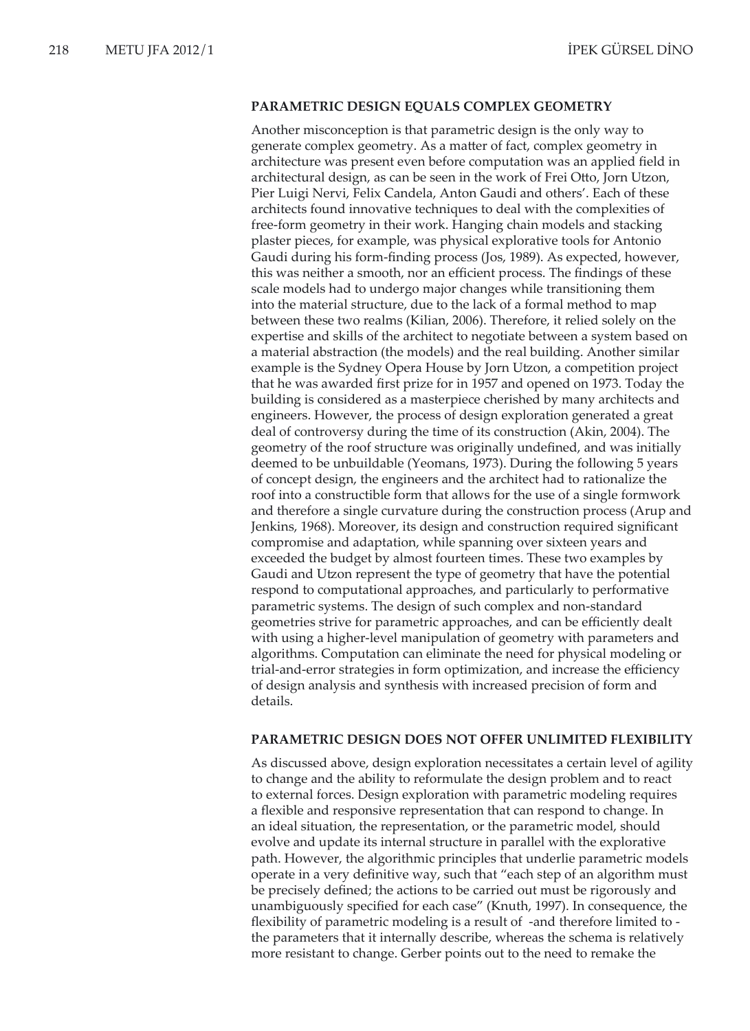## PARAMETRIC DESIGN EQUALS COMPLEX GEOMETRY

Another misconception is that parametric design is the only way to generate complex geometry. As a matter of fact, complex geometry in architecture was present even before computation was an applied field in architectural design, as can be seen in the work of Frei Otto, Jorn Utzon, Pier Luigi Nervi, Felix Candela, Anton Gaudi and others'. Each of these architects found innovative techniques to deal with the complexities of free-form geometry in their work. Hanging chain models and stacking plaster pieces, for example, was physical explorative tools for Antonio Gaudi during his form-finding process (Jos, 1989). As expected, however, this was neither a smooth, nor an efficient process. The findings of these scale models had to undergo major changes while transitioning them into the material structure, due to the lack of a formal method to map between these two realms (Kilian, 2006). Therefore, it relied solely on the expertise and skills of the architect to negotiate between a system based on a material abstraction (the models) and the real building. Another similar example is the Sydney Opera House by Jorn Utzon, a competition project that he was awarded first prize for in 1957 and opened on 1973. Today the building is considered as a masterpiece cherished by many architects and engineers. However, the process of design exploration generated a great deal of controversy during the time of its construction (Akin, 2004). The geometry of the roof structure was originally undefined, and was initially deemed to be unbuildable (Yeomans, 1973). During the following 5 years of concept design, the engineers and the architect had to rationalize the roof into a constructible form that allows for the use of a single formwork and therefore a single curvature during the construction process (Arup and Jenkins, 1968). Moreover, its design and construction required significant compromise and adaptation, while spanning over sixteen years and exceeded the budget by almost fourteen times. These two examples by Gaudi and Utzon represent the type of geometry that have the potential respond to computational approaches, and particularly to performative parametric systems. The design of such complex and non-standard geometries strive for parametric approaches, and can be efficiently dealt with using a higher-level manipulation of geometry with parameters and algorithms. Computation can eliminate the need for physical modeling or trial-and-error strategies in form optimization, and increase the efficiency of design analysis and synthesis with increased precision of form and details.

## PARAMETRIC DESIGN DOES NOT OFFER UNLIMITED FLEXIBILITY

As discussed above, design exploration necessitates a certain level of agility to change and the ability to reformulate the design problem and to react to external forces. Design exploration with parametric modeling requires a flexible and responsive representation that can respond to change. In an ideal situation, the representation, or the parametric model, should evolve and update its internal structure in parallel with the explorative path. However, the algorithmic principles that underlie parametric models operate in a very definitive way, such that "each step of an algorithm must be precisely defined; the actions to be carried out must be rigorously and unambiguously specified for each case" (Knuth, 1997). In consequence, the flexibility of parametric modeling is a result of -and therefore limited to - the parameters that it internally describe, whereas the schema is relatively more resistant to change. Gerber points out to the need to remake the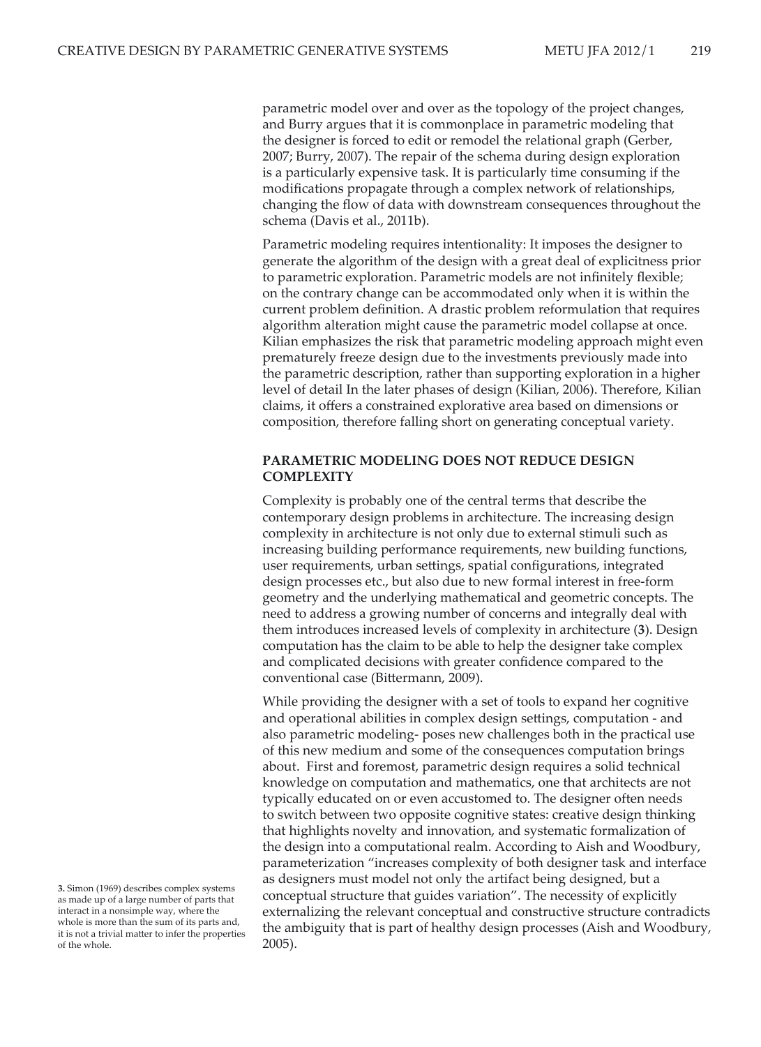parametric model over and over as the topology of the project changes, and Burry argues that it is commonplace in parametric modeling that the designer is forced to edit or remodel the relational graph (Gerber, 2007; Burry, 2007). The repair of the schema during design exploration is a particularly expensive task. It is particularly time consuming if the modifications propagate through a complex network of relationships, changing the flow of data with downstream consequences throughout the schema (Davis et al., 2011b).

Parametric modeling requires intentionality: It imposes the designer to generate the algorithm of the design with a great deal of explicitness prior to parametric exploration. Parametric models are not infinitely flexible; on the contrary change can be accommodated only when it is within the current problem definition. A drastic problem reformulation that requires algorithm alteration might cause the parametric model collapse at once. Kilian emphasizes the risk that parametric modeling approach might even prematurely freeze design due to the investments previously made into the parametric description, rather than supporting exploration in a higher level of detail In the later phases of design (Kilian, 2006). Therefore, Kilian claims, it offers a constrained explorative area based on dimensions or composition, therefore falling short on generating conceptual variety.

## PARAMETRIC MODELING DOES NOT REDUCE DESIGN COMPLEXITY

Complexity is probably one of the central terms that describe the contemporary design problems in architecture. The increasing design complexity in architecture is not only due to external stimuli such as increasing building performance requirements, new building functions, user requirements, urban settings, spatial configurations, integrated design processes etc., but also due to new formal interest in free-form geometry and the underlying mathematical and geometric concepts. The need to address a growing number of concerns and integrally deal with them introduces increased levels of complexity in architecture (**3**). Design computation has the claim to be able to help the designer take complex and complicated decisions with greater confidence compared to the conventional case (Bittermann, 2009).

While providing the designer with a set of tools to expand her cognitive and operational abilities in complex design settings, computation - and also parametric modeling- poses new challenges both in the practical use of this new medium and some of the consequences computation brings about. First and foremost, parametric design requires a solid technical knowledge on computation and mathematics, one that architects are not typically educated on or even accustomed to. The designer often needs to switch between two opposite cognitive states: creative design thinking that highlights novelty and innovation, and systematic formalization of the design into a computational realm. According to Aish and Woodbury, parameterization "increases complexity of both designer task and interface as designers must model not only the artifact being designed, but a conceptual structure that guides variation". The necessity of explicitly externalizing the relevant conceptual and constructive structure contradicts the ambiguity that is part of healthy design processes (Aish and Woodbury, 2005).

**3.** Simon (1969) describes complex systems as made up of a large number of parts that interact in a nonsimple way, where the whole is more than the sum of its parts and, it is not a trivial matter to infer the properties of the whole.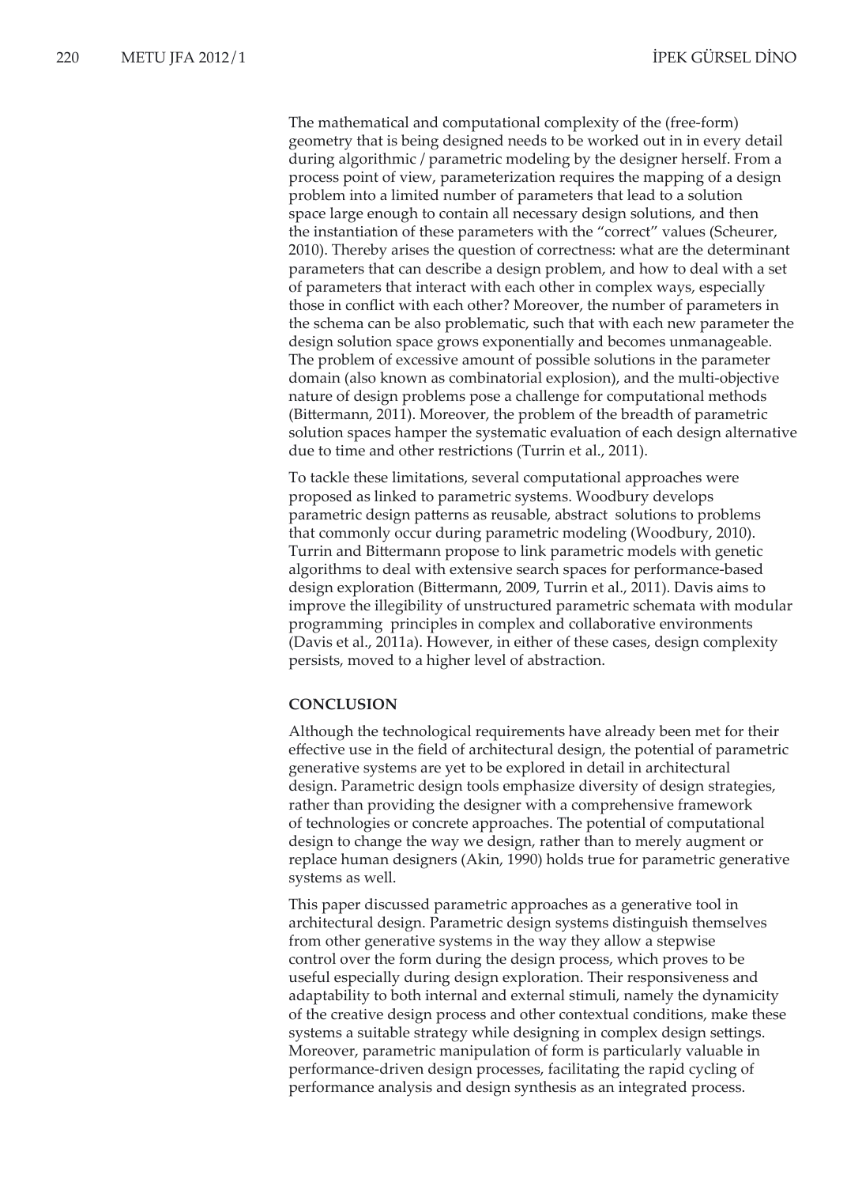The mathematical and computational complexity of the (free-form) geometry that is being designed needs to be worked out in in every detail during algorithmic / parametric modeling by the designer herself. From a process point of view, parameterization requires the mapping of a design problem into a limited number of parameters that lead to a solution space large enough to contain all necessary design solutions, and then the instantiation of these parameters with the "correct" values (Scheurer, 2010). Thereby arises the question of correctness: what are the determinant parameters that can describe a design problem, and how to deal with a set of parameters that interact with each other in complex ways, especially those in conflict with each other? Moreover, the number of parameters in the schema can be also problematic, such that with each new parameter the design solution space grows exponentially and becomes unmanageable. The problem of excessive amount of possible solutions in the parameter domain (also known as combinatorial explosion), and the multi-objective nature of design problems pose a challenge for computational methods (Bittermann, 2011). Moreover, the problem of the breadth of parametric solution spaces hamper the systematic evaluation of each design alternative due to time and other restrictions (Turrin et al., 2011).

To tackle these limitations, several computational approaches were proposed as linked to parametric systems. Woodbury develops parametric design patterns as reusable, abstract solutions to problems that commonly occur during parametric modeling (Woodbury, 2010). Turrin and Bittermann propose to link parametric models with genetic algorithms to deal with extensive search spaces for performance-based design exploration (Bittermann, 2009, Turrin et al., 2011). Davis aims to improve the illegibility of unstructured parametric schemata with modular programming principles in complex and collaborative environments (Davis et al., 2011a). However, in either of these cases, design complexity persists, moved to a higher level of abstraction.

## CONCLUSION

Although the technological requirements have already been met for their effective use in the field of architectural design, the potential of parametric generative systems are yet to be explored in detail in architectural design. Parametric design tools emphasize diversity of design strategies, rather than providing the designer with a comprehensive framework of technologies or concrete approaches. The potential of computational design to change the way we design, rather than to merely augment or replace human designers (Akin, 1990) holds true for parametric generative systems as well.

This paper discussed parametric approaches as a generative tool in architectural design. Parametric design systems distinguish themselves from other generative systems in the way they allow a stepwise control over the form during the design process, which proves to be useful especially during design exploration. Their responsiveness and adaptability to both internal and external stimuli, namely the dynamicity of the creative design process and other contextual conditions, make these systems a suitable strategy while designing in complex design settings. Moreover, parametric manipulation of form is particularly valuable in performance-driven design processes, facilitating the rapid cycling of performance analysis and design synthesis as an integrated process.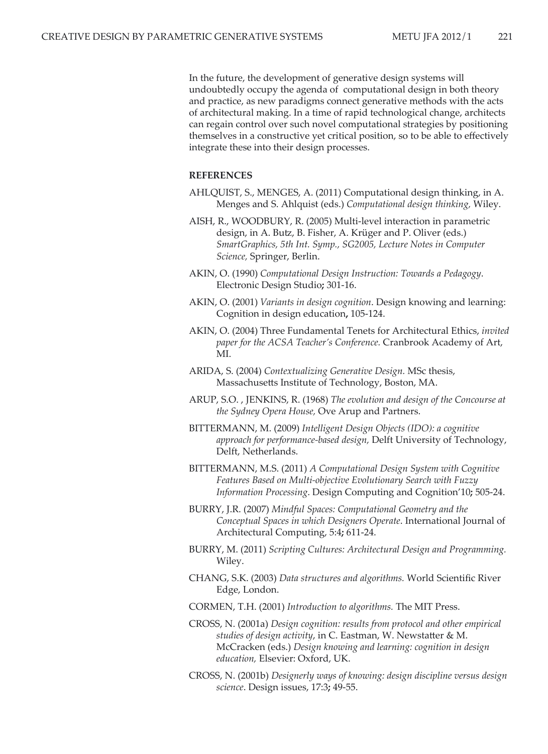In the future, the development of generative design systems will undoubtedly occupy the agenda of computational design in both theory and practice, as new paradigms connect generative methods with the acts of architectural making. In a time of rapid technological change, architects can regain control over such novel computational strategies by positioning themselves in a constructive yet critical position, so to be able to effectively integrate these into their design processes.

## REFERENCES

AHLQUIST, S., MENGES, A. (2011) Computational design thinking, in A. Menges and S. Ahlquist (eds.) *Computational design thinking,* Wiley.

AISH, R., WOODBURY, R. (2005) Multi-level interaction in parametric design, in A. Butz, B. Fisher, A. Krüger and P. Oliver (eds.) *SmartGraphics, 5th Int. Symp., SG2005, Lecture Notes in Computer Science,* Springer, Berlin.

AKIN, O. (1990) *Computational Design Instruction: Towards a Pedagogy*. Electronic Design Studio**;** 301-16.

AKIN, O. (2001) *Variants in design cognition*. Design knowing and learning: Cognition in design education**,** 105-124.

AKIN, O. (2004) Three Fundamental Tenets for Architectural Ethics, *invited paper for the ACSA Teacher's Conference*. Cranbrook Academy of Art, MI.

ARIDA, S. (2004) *Contextualizing Generative Design.* MSc thesis, Massachusetts Institute of Technology, Boston, MA.

ARUP, S.O. , JENKINS, R. (1968) *The evolution and design of the Concourse at the Sydney Opera House,* Ove Arup and Partners.

BITTERMANN, M. (2009) *Intelligent Design Objects (IDO): a cognitive approach for performance-based design,* Delft University of Technology, Delft, Netherlands.

BITTERMANN, M.S. (2011) *A Computational Design System with Cognitive Features Based on Multi-objective Evolutionary Search with Fuzzy Information Processing*. Design Computing and Cognition'10**;** 505-24.

BURRY, J.R. (2007) *Mindful Spaces: Computational Geometry and the Conceptual Spaces in which Designers Operate*. International Journal of Architectural Computing, 5:4**;** 611-24.

BURRY, M. (2011) *Scripting Cultures: Architectural Design and Programming.* Wiley.

CHANG, S.K. (2003) *Data structures and algorithms.* World Scientific River Edge, London.

CORMEN, T.H. (2001) *Introduction to algorithms.* The MIT Press.

CROSS, N. (2001a) *Design cognition: results from protocol and other empirical studies of design activity*, in C. Eastman, W. Newstatter & M. McCracken (eds.) *Design knowing and learning: cognition in design education,* Elsevier: Oxford, UK.

CROSS, N. (2001b) *Designerly ways of knowing: design discipline versus design science*. Design issues, 17:3**;** 49-55.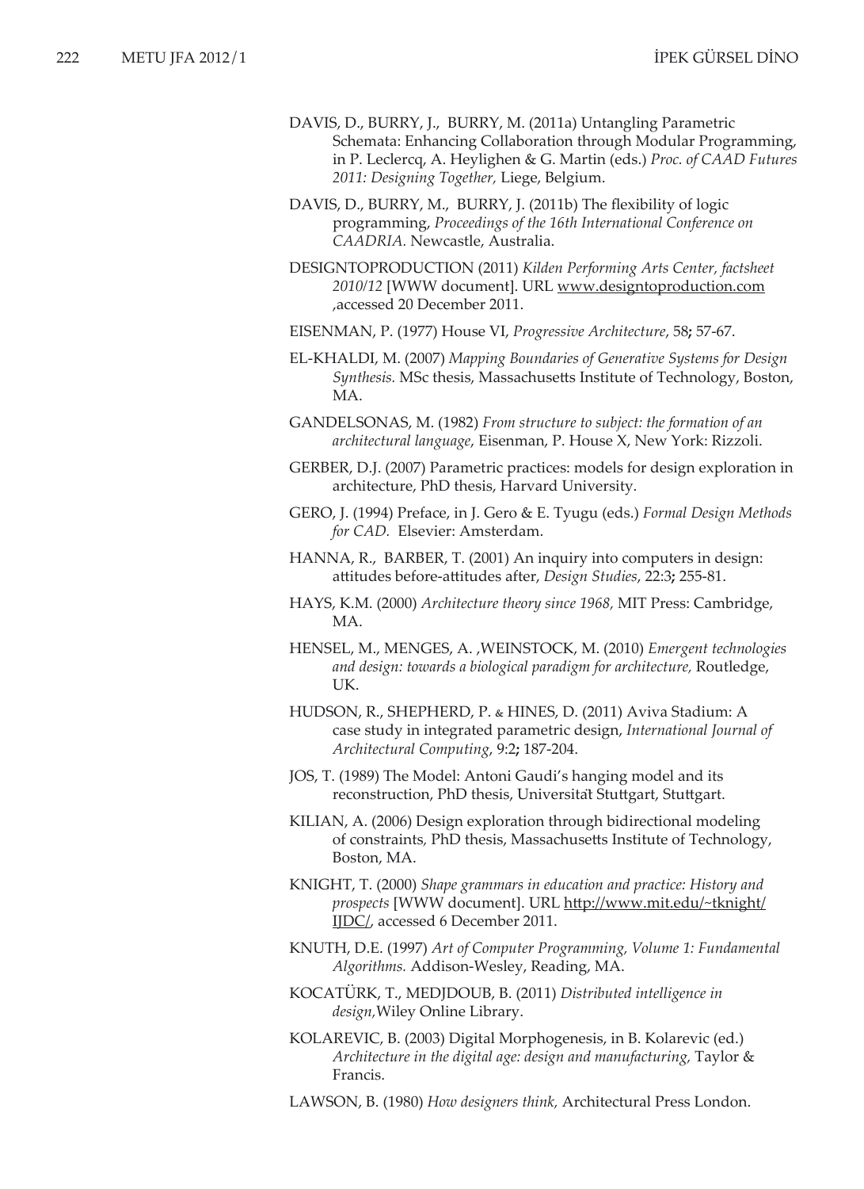DAVIS, D., BURRY, J., BURRY, M. (2011a) Untangling Parametric Schemata: Enhancing Collaboration through Modular Programming, in P. Leclercq, A. Heylighen & G. Martin (eds.) *Proc. of CAAD Futures 2011: Designing Together,* Liege, Belgium.

DAVIS, D., BURRY, M., BURRY, J. (2011b) The flexibility of logic programming, *Proceedings of the 16th International Conference on CAADRIA.* Newcastle, Australia.

DESIGNTOPRODUCTION (2011) *Kilden Performing Arts Center, factsheet 2010/12* [WWW document]. URL www.designtoproduction.com ,accessed 20 December 2011.

EISENMAN, P. (1977) House VI, *Progressive Architecture*, 58**;** 57-67.

EL-KHALDI, M. (2007) *Mapping Boundaries of Generative Systems for Design Synthesis.* MSc thesis, Massachusetts Institute of Technology, Boston, MA.

GANDELSONAS, M. (1982) *From structure to subject: the formation of an architectural language*, Eisenman, P. House X, New York: Rizzoli.

GERBER, D.J. (2007) Parametric practices: models for design exploration in architecture, PhD thesis, Harvard University.

GERO, J. (1994) Preface, in J. Gero & E. Tyugu (eds.) *Formal Design Methods for CAD.* Elsevier: Amsterdam.

HANNA, R., BARBER, T. (2001) An inquiry into computers in design: attitudes before-attitudes after, *Design Studies*, 22:3**;** 255-81.

HAYS, K.M. (2000) *Architecture theory since 1968,* MIT Press: Cambridge, MA.

HENSEL, M., MENGES, A. ,WEINSTOCK, M. (2010) *Emergent technologies and design: towards a biological paradigm for architecture,* Routledge, UK.

HUDSON, R., SHEPHERD, P. & HINES, D. (2011) Aviva Stadium: A case study in integrated parametric design, *International Journal of Architectural Computing*, 9:2**;** 187-204.

JOS, T. (1989) The Model: Antoni Gaudi's hanging model and its reconstruction, PhD thesis, Universitat Stuttgart, Stuttgart.

KILIAN, A. (2006) Design exploration through bidirectional modeling of constraints, PhD thesis, Massachusetts Institute of Technology, Boston, MA.

KNIGHT, T. (2000) *Shape grammars in education and practice: History and prospects* [WWW document]. URL http://www.mit.edu/~tknight/IJDC/, accessed 6 December 2011.

KNUTH, D.E. (1997) *Art of Computer Programming, Volume 1: Fundamental Algorithms.* Addison-Wesley, Reading, MA.

KOCATÜRK, T., MEDJDOUB, B. (2011) *Distributed intelligence in design,*Wiley Online Library.

KOLAREVIC, B. (2003) Digital Morphogenesis, in B. Kolarevic (ed.) *Architecture in the digital age: design and manufacturing,* Taylor & Francis.

LAWSON, B. (1980) *How designers think,* Architectural Press London.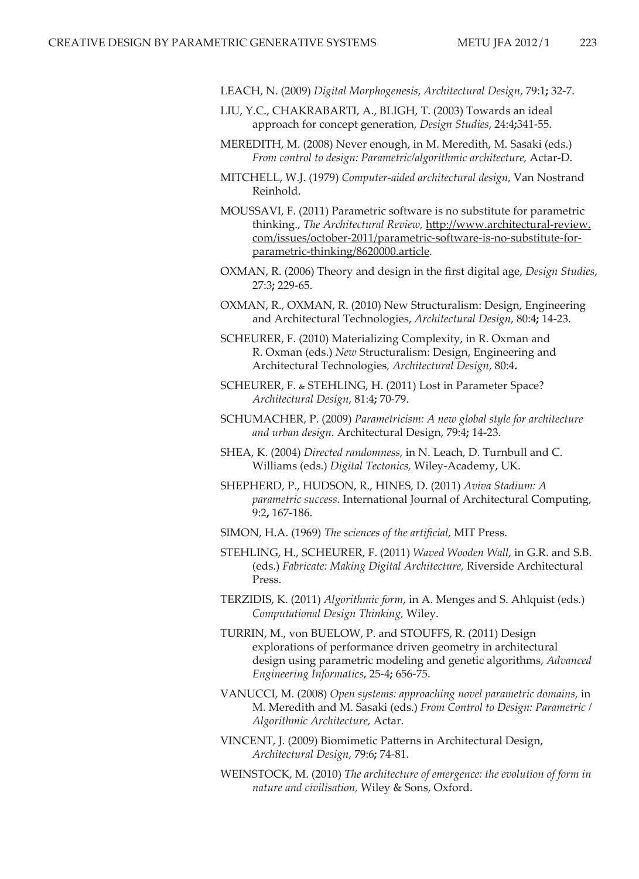LEACH, N. (2009) *Digital Morphogenesis*, *Architectural Design*, 79:1**;** 32-7.

LIU, Y.C., CHAKRABARTI, A., BLIGH, T. (2003) Towards an ideal approach for concept generation, *Design Studies*, 24:4**;**341-55.

MEREDITH, M. (2008) Never enough, in M. Meredith, M. Sasaki (eds.) *From control to design: Parametric/algorithmic architecture,* Actar-D.

MITCHELL, W.J. (1979) *Computer-aided architectural design,* Van Nostrand Reinhold.

MOUSSAVI, F. (2011) Parametric software is no substitute for parametric thinking., *The Architectural Review,* http://www.architectural-review.com/issues/october-2011/parametric-software-is-no-substitute-for-parametric-thinking/8620000.article.

OXMAN, R. (2006) Theory and design in the first digital age, *Design Studies*, 27:3**;** 229-65.

OXMAN, R., OXMAN, R. (2010) New Structuralism: Design, Engineering and Architectural Technologies, *Architectural Design*, 80:4**;** 14-23.

SCHEURER, F. (2010) Materializing Complexity, in R. Oxman and R. Oxman (eds.) *New* Structuralism: Design, Engineering and Architectural Technologies*, Architectural Design*, 80:4**.**

SCHEURER, F. & STEHLING, H. (2011) Lost in Parameter Space? *Architectural Design*, 81:4**;** 70-79.

SCHUMACHER, P. (2009) *Parametricism: A new global style for architecture and urban design*. Architectural Design, 79:4**;** 14-23.

SHEA, K. (2004) *Directed randomness*, in N. Leach, D. Turnbull and C. Williams (eds.) *Digital Tectonics,* Wiley-Academy, UK.

SHEPHERD, P., HUDSON, R., HINES, D. (2011) *Aviva Stadium: A parametric success*. International Journal of Architectural Computing, 9:2**,** 167-186.

SIMON, H.A. (1969) *The sciences of the artificial,* MIT Press.

STEHLING, H., SCHEURER, F. (2011) *Waved Wooden Wall*, in G.R. and S.B. (eds.) *Fabricate: Making Digital Architecture,* Riverside Architectural Press.

TERZIDIS, K. (2011) *Algorithmic form*, in A. Menges and S. Ahlquist (eds.) *Computational Design Thinking,* Wiley.

TURRIN, M., von BUELOW, P. and STOUFFS, R. (2011) Design explorations of performance driven geometry in architectural design using parametric modeling and genetic algorithms, *Advanced Engineering Informatics*, 25-4**;** 656-75.

VANUCCI, M. (2008) *Open systems: approaching novel parametric domains*, in M. Meredith and M. Sasaki (eds.) *From Control to Design: Parametric / Algorithmic Architecture,* Actar.

VINCENT, J. (2009) Biomimetic Patterns in Architectural Design, *Architectural Design*, 79:6**;** 74-81.

WEINSTOCK, M. (2010) *The architecture of emergence: the evolution of form in nature and civilisation,* Wiley & Sons, Oxford.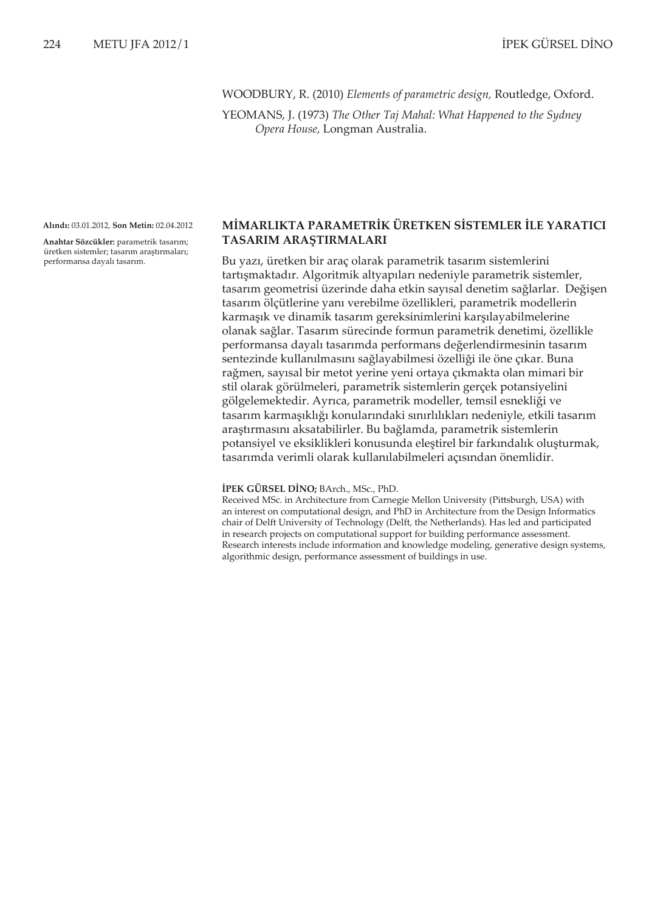WOODBURY, R. (2010) *Elements of parametric design,* Routledge, Oxford.

YEOMANS, J. (1973) *The Other Taj Mahal: What Happened to the Sydney Opera House,* Longman Australia.

**Alındı:** 03.01.2012, **Son Metin:** 02.04.2012

**Anahtar Sözcükler:** parametrik tasarım; üretken sistemler; tasarım araştırmaları; performansa dayalı tasarım.

## MİMARLIKTA PARAMETRİK ÜRETKEN SİSTEMLER İLE YARATICI TASARIM ARAŞTIRMALARI

Bu yazı, üretken bir araç olarak parametrik tasarım sistemlerini tartışmaktadır. Algoritmik altyapıları nedeniyle parametrik sistemler, tasarım geometrisi üzerinde daha etkin sayısal denetim sağlarlar. Değişen tasarım ölçütlerine yanı verebilme özellikleri, parametrik modellerin karmaşık ve dinamik tasarım gereksinimlerini karşılayabilmelerine olanak sağlar. Tasarım sürecinde formun parametrik denetimi, özellikle performansa dayalı tasarımda performans değerlendirmesinin tasarım sentezinde kullanılmasını sağlayabilmesi özelliği ile öne çıkar. Buna rağmen, sayısal bir metot yerine yeni ortaya çıkmakta olan mimari bir stil olarak görülmeleri, parametrik sistemlerin gerçek potansiyelini gölgelemektedir. Ayrıca, parametrik modeller, temsil esnekliği ve tasarım karmaşıklığı konularındaki sınırlılıkları nedeniyle, etkili tasarım araştırmasını aksatabilirler. Bu bağlamda, parametrik sistemlerin potansiyel ve eksiklikleri konusunda eleştirel bir farkındalık oluşturmak, tasarımda verimli olarak kullanılabilmeleri açısından önemlidir.

**İPEK GÜRSEL DİNO;** BArch., MSc., PhD.

Received MSc. in Architecture from Carnegie Mellon University (Pittsburgh, USA) with an interest on computational design, and PhD in Architecture from the Design Informatics chair of Delft University of Technology (Delft, the Netherlands). Has led and participated in research projects on computational support for building performance assessment. Research interests include information and knowledge modeling, generative design systems, algorithmic design, performance assessment of buildings in use.